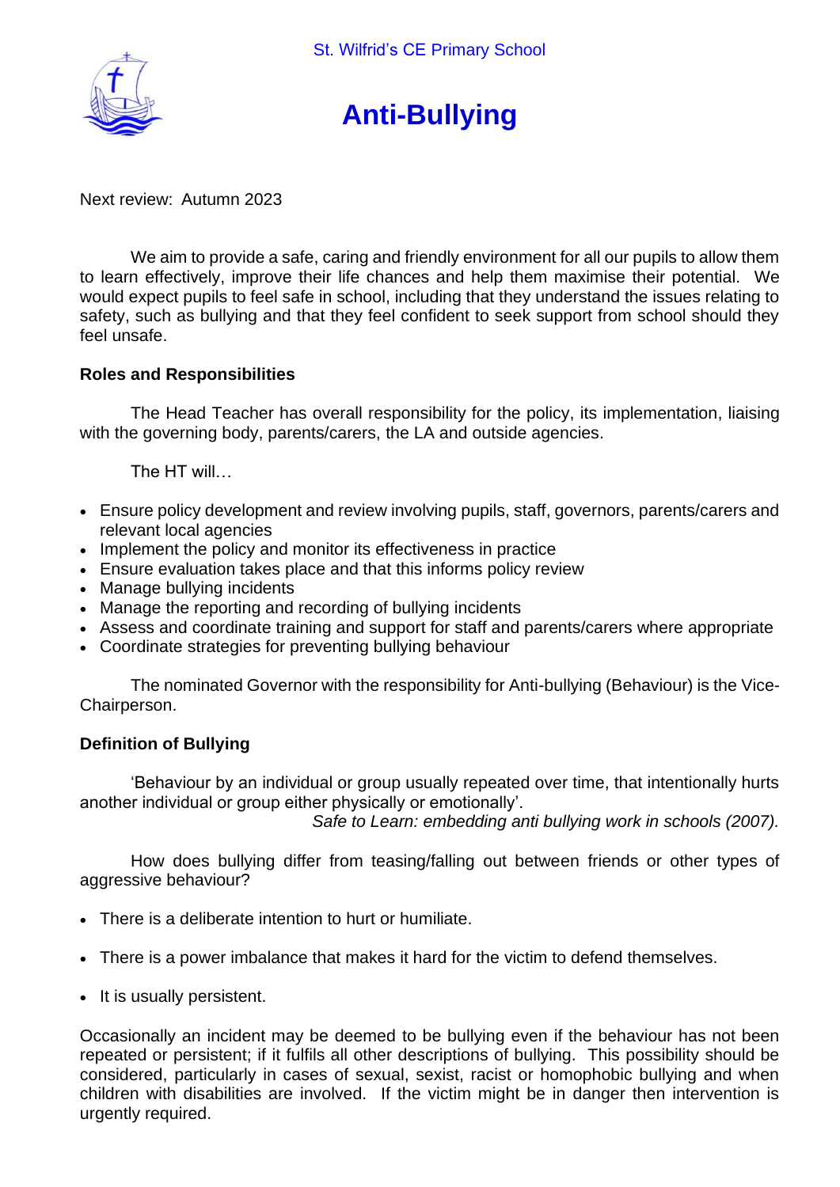St. Wilfrid's CE Primary School

# Anti-Bullying

Next review: Autumn 2023

We aim to provide a safe, caring and friendly environment for all our pupils to allow them to learn effectively, improve their life chances and help them maximise their potential. We would expect pupils to feel safe in school, including that they understand the issues relating to safety, such as bullying and that they feel confident to seek support from school should they feel unsafe.

## Roles and Responsibilities

The Head Teacher has overall responsibility for the policy, its implementation, liaising with the governing body, parents/carers, the LA and outside agencies.

The HT will…

- Ensure policy development and review involving pupils, staff, governors, parents/carers and relevant local agencies
- Implement the policy and monitor its effectiveness in practice
- Ensure evaluation takes place and that this informs policy review
- Manage bullying incidents
- Manage the reporting and recording of bullying incidents
- Assess and coordinate training and support for staff and parents/carers where appropriate
- Coordinate strategies for preventing bullying behaviour

The nominated Governor with the responsibility for Anti-bullying (Behaviour) is the Vice-Chairperson.

## Definition of Bullying

'Behaviour by an individual or group usually repeated over time, that intentionally hurts another individual or group either physically or emotionally'.

*Safe to Learn: embedding anti bullying work in schools (2007).*

How does bullying differ from teasing/falling out between friends or other types of aggressive behaviour?

- There is a deliberate intention to hurt or humiliate.
- There is a power imbalance that makes it hard for the victim to defend themselves.
- It is usually persistent.

Occasionally an incident may be deemed to be bullying even if the behaviour has not been repeated or persistent; if it fulfils all other descriptions of bullying. This possibility should be considered, particularly in cases of sexual, sexist, racist or homophobic bullying and when children with disabilities are involved. If the victim might be in danger then intervention is urgently required.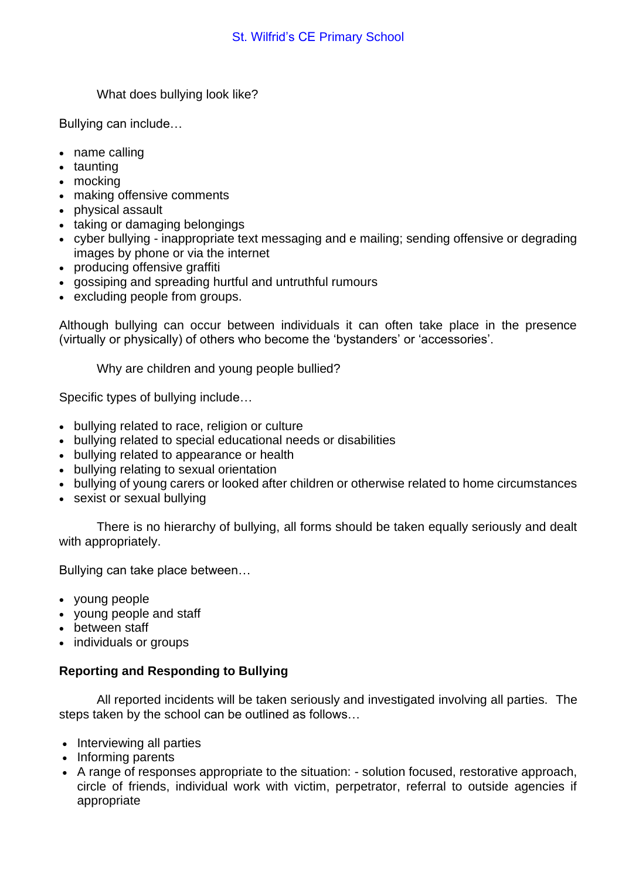What does bullying look like?

Bullying can include…

- name calling
- taunting
- mocking
- making offensive comments
- physical assault
- taking or damaging belongings
- cyber bullying - inappropriate text messaging and e mailing; sending offensive or degrading images by phone or via the internet
- producing offensive graffiti
- gossiping and spreading hurtful and untruthful rumours
- excluding people from groups.

Although bullying can occur between individuals it can often take place in the presence (virtually or physically) of others who become the 'bystanders' or 'accessories'.

Why are children and young people bullied?

Specific types of bullying include…

- bullying related to race, religion or culture
- bullying related to special educational needs or disabilities
- bullying related to appearance or health
- bullying relating to sexual orientation
- bullying of young carers or looked after children or otherwise related to home circumstances
- sexist or sexual bullying

There is no hierarchy of bullying, all forms should be taken equally seriously and dealt with appropriately.

Bullying can take place between…

- young people
- young people and staff
- between staff
- individuals or groups

**Reporting and Responding to Bullying**

All reported incidents will be taken seriously and investigated involving all parties. The steps taken by the school can be outlined as follows…

- Interviewing all parties
- Informing parents
- A range of responses appropriate to the situation: - solution focused, restorative approach, circle of friends, individual work with victim, perpetrator, referral to outside agencies if appropriate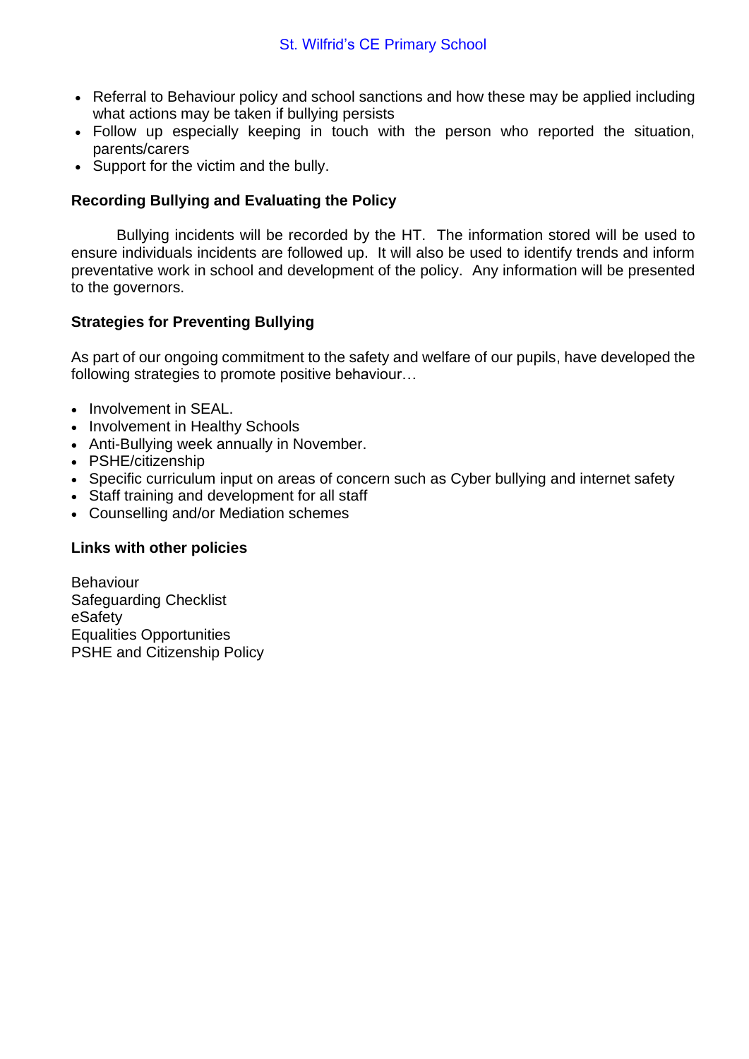- Referral to Behaviour policy and school sanctions and how these may be applied including what actions may be taken if bullying persists
- Follow up especially keeping in touch with the person who reported the situation, parents/carers
- Support for the victim and the bully.

**Recording Bullying and Evaluating the Policy**

Bullying incidents will be recorded by the HT. The information stored will be used to ensure individuals incidents are followed up. It will also be used to identify trends and inform preventative work in school and development of the policy. Any information will be presented to the governors.

**Strategies for Preventing Bullying**

As part of our ongoing commitment to the safety and welfare of our pupils, have developed the following strategies to promote positive behaviour…

- Involvement in SEAL.
- Involvement in Healthy Schools
- Anti-Bullying week annually in November.
- PSHE/citizenship
- Specific curriculum input on areas of concern such as Cyber bullying and internet safety
- Staff training and development for all staff
- Counselling and/or Mediation schemes

**Links with other policies**

Behaviour
Safeguarding Checklist
eSafety
Equalities Opportunities
PSHE and Citizenship Policy